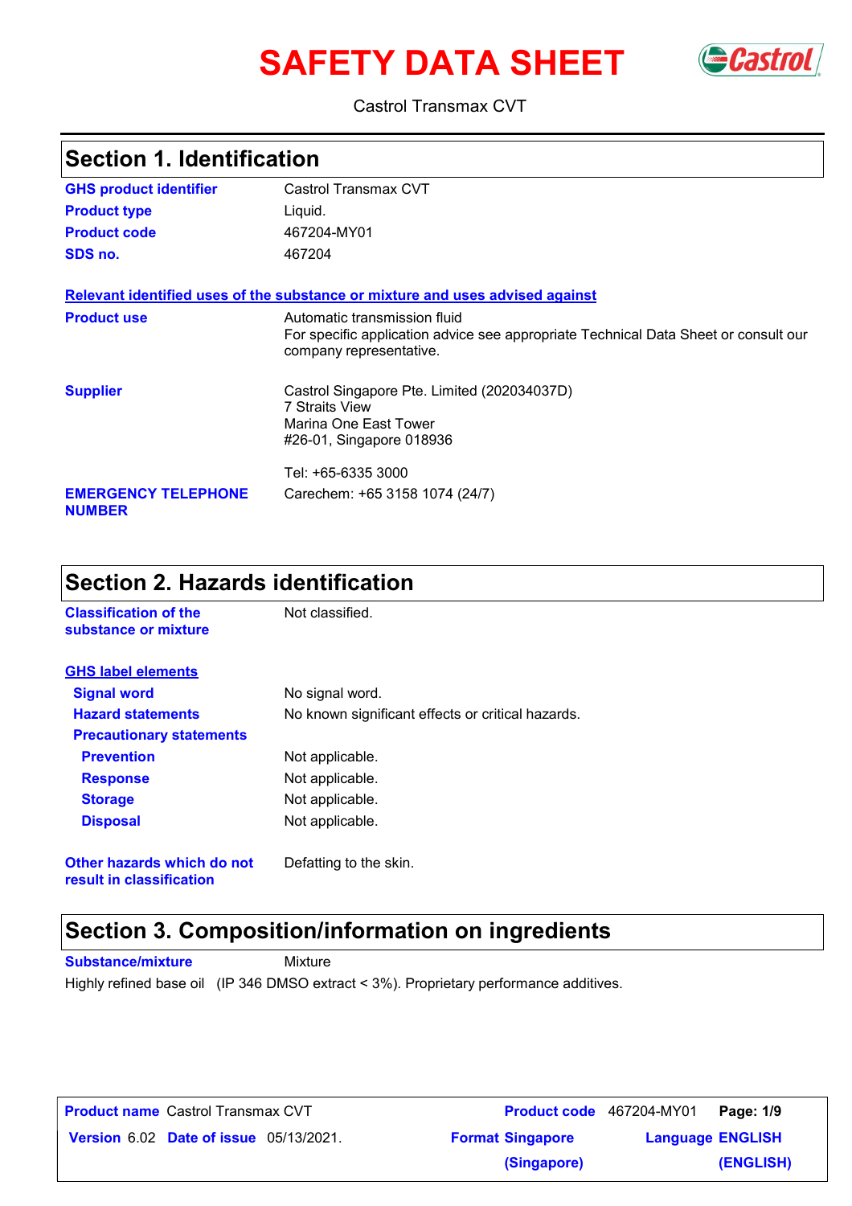# SAFETY DATA SHEET

Castrol Transmax CVT

## Section 1. Identification

| | |
|---|---|
| **GHS product identifier** | Castrol Transmax CVT |
| **Product type** | Liquid. |
| **Product code** | 467204-MY01 |
| **SDS no.** | 467204 |

### Relevant identified uses of the substance or mixture and uses advised against

| | |
|---|---|
| **Product use** | Automatic transmission fluid<br>For specific application advice see appropriate Technical Data Sheet or consult our company representative. |
| **Supplier** | Castrol Singapore Pte. Limited (202034037D)<br>7 Straits View<br>Marina One East Tower<br>#26-01, Singapore 018936<br><br>Tel: +65-6335 3000 |
| **EMERGENCY TELEPHONE NUMBER** | Carechem: +65 3158 1074 (24/7) |

## Section 2. Hazards identification

| | |
|---|---|
| **Classification of the substance or mixture** | Not classified. |

### GHS label elements

| | |
|---|---|
| **Signal word** | No signal word. |
| **Hazard statements** | No known significant effects or critical hazards. |
| **Precautionary statements** | |
| **Prevention** | Not applicable. |
| **Response** | Not applicable. |
| **Storage** | Not applicable. |
| **Disposal** | Not applicable. |
| **Other hazards which do not result in classification** | Defatting to the skin. |

## Section 3. Composition/information on ingredients

| | |
|---|---|
| **Substance/mixture** | Mixture |

Highly refined base oil (IP 346 DMSO extract < 3%). Proprietary performance additives.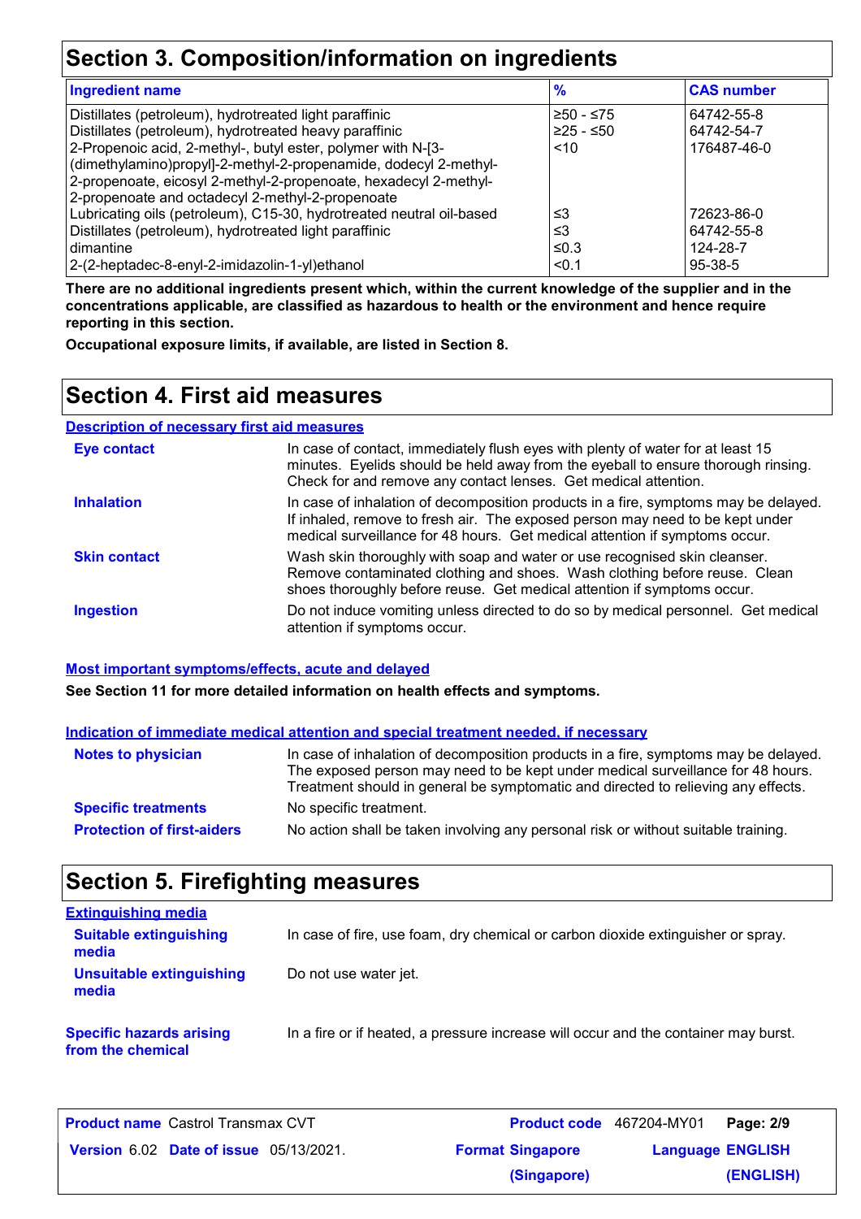## Section 3. Composition/information on ingredients

| Ingredient name | % | CAS number |
|---|---|---|
| Distillates (petroleum), hydrotreated light paraffinic | ≥50 - ≤75 | 64742-55-8 |
| Distillates (petroleum), hydrotreated heavy paraffinic | ≥25 - ≤50 | 64742-54-7 |
| 2-Propenoic acid, 2-methyl-, butyl ester, polymer with N-[3-(dimethylamino)propyl]-2-methyl-2-propenamide, dodecyl 2-methyl-2-propenoate, eicosyl 2-methyl-2-propenoate, hexadecyl 2-methyl-2-propenoate and octadecyl 2-methyl-2-propenoate | <10 | 176487-46-0 |
| Lubricating oils (petroleum), C15-30, hydrotreated neutral oil-based | ≤3 | 72623-86-0 |
| Distillates (petroleum), hydrotreated light paraffinic | ≤3 | 64742-55-8 |
| dimantine | ≤0.3 | 124-28-7 |
| 2-(2-heptadec-8-enyl-2-imidazolin-1-yl)ethanol | <0.1 | 95-38-5 |

**There are no additional ingredients present which, within the current knowledge of the supplier and in the concentrations applicable, are classified as hazardous to health or the environment and hence require reporting in this section.**

**Occupational exposure limits, if available, are listed in Section 8.**

## Section 4. First aid measures

### Description of necessary first aid measures

**Eye contact**
In case of contact, immediately flush eyes with plenty of water for at least 15 minutes. Eyelids should be held away from the eyeball to ensure thorough rinsing. Check for and remove any contact lenses. Get medical attention.

**Inhalation**
In case of inhalation of decomposition products in a fire, symptoms may be delayed. If inhaled, remove to fresh air. The exposed person may need to be kept under medical surveillance for 48 hours. Get medical attention if symptoms occur.

**Skin contact**
Wash skin thoroughly with soap and water or use recognised skin cleanser. Remove contaminated clothing and shoes. Wash clothing before reuse. Clean shoes thoroughly before reuse. Get medical attention if symptoms occur.

**Ingestion**
Do not induce vomiting unless directed to do so by medical personnel. Get medical attention if symptoms occur.

### Most important symptoms/effects, acute and delayed

**See Section 11 for more detailed information on health effects and symptoms.**

### Indication of immediate medical attention and special treatment needed, if necessary

**Notes to physician**
In case of inhalation of decomposition products in a fire, symptoms may be delayed. The exposed person may need to be kept under medical surveillance for 48 hours. Treatment should in general be symptomatic and directed to relieving any effects.

**Specific treatments**
No specific treatment.

**Protection of first-aiders**
No action shall be taken involving any personal risk or without suitable training.

## Section 5. Firefighting measures

### Extinguishing media

**Suitable extinguishing media**
In case of fire, use foam, dry chemical or carbon dioxide extinguisher or spray.

**Unsuitable extinguishing media**
Do not use water jet.

**Specific hazards arising from the chemical**
In a fire or if heated, a pressure increase will occur and the container may burst.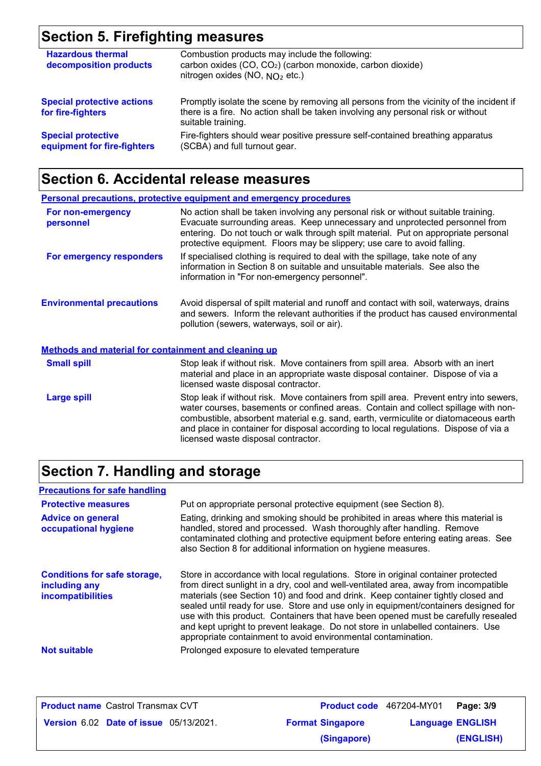## Section 5. Firefighting measures

**Hazardous thermal decomposition products**
Combustion products may include the following:
carbon oxides (CO, $CO_2$) (carbon monoxide, carbon dioxide)
nitrogen oxides (NO, $NO_2$ etc.)

**Special protective actions for fire-fighters**
Promptly isolate the scene by removing all persons from the vicinity of the incident if there is a fire. No action shall be taken involving any personal risk or without suitable training.

**Special protective equipment for fire-fighters**
Fire-fighters should wear positive pressure self-contained breathing apparatus (SCBA) and full turnout gear.

## Section 6. Accidental release measures

### Personal precautions, protective equipment and emergency procedures

**For non-emergency personnel**
No action shall be taken involving any personal risk or without suitable training. Evacuate surrounding areas. Keep unnecessary and unprotected personnel from entering. Do not touch or walk through spilt material. Put on appropriate personal protective equipment. Floors may be slippery; use care to avoid falling.

**For emergency responders**
If specialised clothing is required to deal with the spillage, take note of any information in Section 8 on suitable and unsuitable materials. See also the information in "For non-emergency personnel".

**Environmental precautions**
Avoid dispersal of spilt material and runoff and contact with soil, waterways, drains and sewers. Inform the relevant authorities if the product has caused environmental pollution (sewers, waterways, soil or air).

### Methods and material for containment and cleaning up

**Small spill**
Stop leak if without risk. Move containers from spill area. Absorb with an inert material and place in an appropriate waste disposal container. Dispose of via a licensed waste disposal contractor.

**Large spill**
Stop leak if without risk. Move containers from spill area. Prevent entry into sewers, water courses, basements or confined areas. Contain and collect spillage with non-combustible, absorbent material e.g. sand, earth, vermiculite or diatomaceous earth and place in container for disposal according to local regulations. Dispose of via a licensed waste disposal contractor.

## Section 7. Handling and storage

### Precautions for safe handling

**Protective measures**
Put on appropriate personal protective equipment (see Section 8).

**Advice on general occupational hygiene**
Eating, drinking and smoking should be prohibited in areas where this material is handled, stored and processed. Wash thoroughly after handling. Remove contaminated clothing and protective equipment before entering eating areas. See also Section 8 for additional information on hygiene measures.

**Conditions for safe storage, including any incompatibilities**
Store in accordance with local regulations. Store in original container protected from direct sunlight in a dry, cool and well-ventilated area, away from incompatible materials (see Section 10) and food and drink. Keep container tightly closed and sealed until ready for use. Store and use only in equipment/containers designed for use with this product. Containers that have been opened must be carefully resealed and kept upright to prevent leakage. Do not store in unlabelled containers. Use appropriate containment to avoid environmental contamination.

**Not suitable**
Prolonged exposure to elevated temperature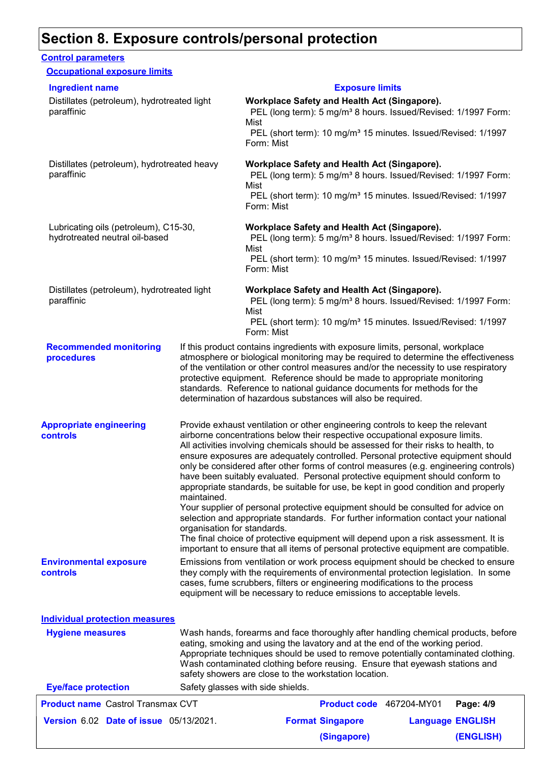# Section 8. Exposure controls/personal protection

## Control parameters

### Occupational exposure limits

| Ingredient name | Exposure limits |
| --- | --- |
| Distillates (petroleum), hydrotreated light paraffinic | **Workplace Safety and Health Act (Singapore).** PEL (long term): 5 mg/m³ 8 hours. Issued/Revised: 1/1997 Form: Mist PEL (short term): 10 mg/m³ 15 minutes. Issued/Revised: 1/1997 Form: Mist |
| Distillates (petroleum), hydrotreated heavy paraffinic | **Workplace Safety and Health Act (Singapore).** PEL (long term): 5 mg/m³ 8 hours. Issued/Revised: 1/1997 Form: Mist PEL (short term): 10 mg/m³ 15 minutes. Issued/Revised: 1/1997 Form: Mist |
| Lubricating oils (petroleum), C15-30, hydrotreated neutral oil-based | **Workplace Safety and Health Act (Singapore).** PEL (long term): 5 mg/m³ 8 hours. Issued/Revised: 1/1997 Form: Mist PEL (short term): 10 mg/m³ 15 minutes. Issued/Revised: 1/1997 Form: Mist |
| Distillates (petroleum), hydrotreated light paraffinic | **Workplace Safety and Health Act (Singapore).** PEL (long term): 5 mg/m³ 8 hours. Issued/Revised: 1/1997 Form: Mist PEL (short term): 10 mg/m³ 15 minutes. Issued/Revised: 1/1997 Form: Mist |

**Recommended monitoring procedures**

If this product contains ingredients with exposure limits, personal, workplace atmosphere or biological monitoring may be required to determine the effectiveness of the ventilation or other control measures and/or the necessity to use respiratory protective equipment. Reference should be made to appropriate monitoring standards. Reference to national guidance documents for methods for the determination of hazardous substances will also be required.

**Appropriate engineering controls**

Provide exhaust ventilation or other engineering controls to keep the relevant airborne concentrations below their respective occupational exposure limits.
All activities involving chemicals should be assessed for their risks to health, to ensure exposures are adequately controlled. Personal protective equipment should only be considered after other forms of control measures (e.g. engineering controls) have been suitably evaluated. Personal protective equipment should conform to appropriate standards, be suitable for use, be kept in good condition and properly maintained.
Your supplier of personal protective equipment should be consulted for advice on selection and appropriate standards. For further information contact your national organisation for standards.
The final choice of protective equipment will depend upon a risk assessment. It is important to ensure that all items of personal protective equipment are compatible.

**Environmental exposure controls**

Emissions from ventilation or work process equipment should be checked to ensure they comply with the requirements of environmental protection legislation. In some cases, fume scrubbers, filters or engineering modifications to the process equipment will be necessary to reduce emissions to acceptable levels.

## Individual protection measures

**Hygiene measures**

Wash hands, forearms and face thoroughly after handling chemical products, before eating, smoking and using the lavatory and at the end of the working period. Appropriate techniques should be used to remove potentially contaminated clothing. Wash contaminated clothing before reusing. Ensure that eyewash stations and safety showers are close to the workstation location.

**Eye/face protection**

Safety glasses with side shields.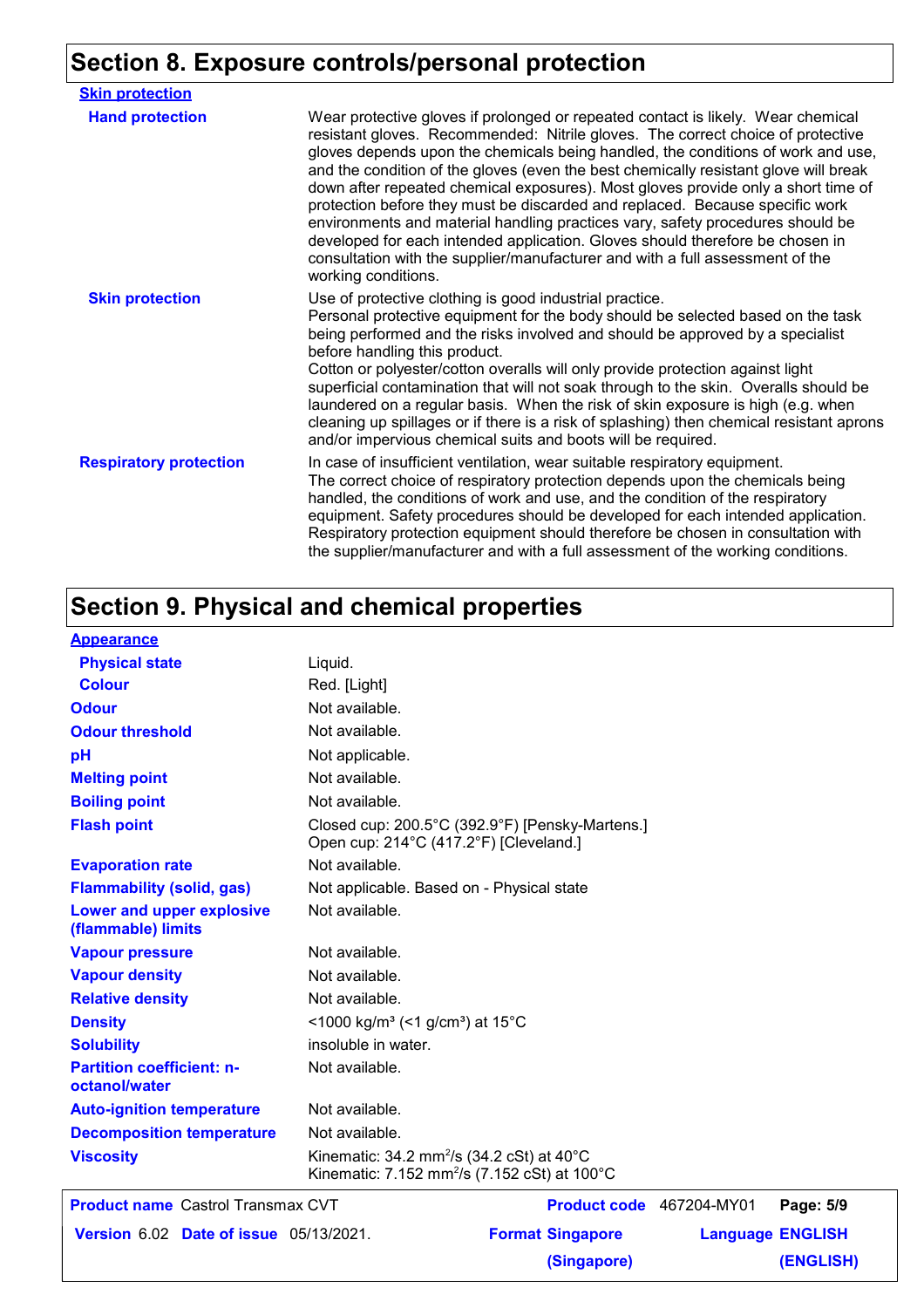## Section 8. Exposure controls/personal protection

**Skin protection**

| | |
|---|---|
| **Hand protection** | Wear protective gloves if prolonged or repeated contact is likely. Wear chemical resistant gloves. Recommended: Nitrile gloves. The correct choice of protective gloves depends upon the chemicals being handled, the conditions of work and use, and the condition of the gloves (even the best chemically resistant glove will break down after repeated chemical exposures). Most gloves provide only a short time of protection before they must be discarded and replaced. Because specific work environments and material handling practices vary, safety procedures should be developed for each intended application. Gloves should therefore be chosen in consultation with the supplier/manufacturer and with a full assessment of the working conditions. |
| **Skin protection** | Use of protective clothing is good industrial practice. Personal protective equipment for the body should be selected based on the task being performed and the risks involved and should be approved by a specialist before handling this product. Cotton or polyester/cotton overalls will only provide protection against light superficial contamination that will not soak through to the skin. Overalls should be laundered on a regular basis. When the risk of skin exposure is high (e.g. when cleaning up spillages or if there is a risk of splashing) then chemical resistant aprons and/or impervious chemical suits and boots will be required. |
| **Respiratory protection** | In case of insufficient ventilation, wear suitable respiratory equipment. The correct choice of respiratory protection depends upon the chemicals being handled, the conditions of work and use, and the condition of the respiratory equipment. Safety procedures should be developed for each intended application. Respiratory protection equipment should therefore be chosen in consultation with the supplier/manufacturer and with a full assessment of the working conditions. |

## Section 9. Physical and chemical properties

**Appearance**

| | |
|---|---|
| **Physical state** | Liquid. |
| **Colour** | Red. [Light] |
| **Odour** | Not available. |
| **Odour threshold** | Not available. |
| **pH** | Not applicable. |
| **Melting point** | Not available. |
| **Boiling point** | Not available. |
| **Flash point** | Closed cup: 200.5°C (392.9°F) [Pensky-Martens.]<br>Open cup: 214°C (417.2°F) [Cleveland.] |
| **Evaporation rate** | Not available. |
| **Flammability (solid, gas)** | Not applicable. Based on - Physical state |
| **Lower and upper explosive (flammable) limits** | Not available. |
| **Vapour pressure** | Not available. |
| **Vapour density** | Not available. |
| **Relative density** | Not available. |
| **Density** | <1000 kg/m³ (<1 g/cm³) at 15°C |
| **Solubility** | insoluble in water. |
| **Partition coefficient: n-octanol/water** | Not available. |
| **Auto-ignition temperature** | Not available. |
| **Decomposition temperature** | Not available. |
| **Viscosity** | Kinematic: 34.2 $mm^2/s$ (34.2 cSt) at 40°C<br>Kinematic: 7.152 $mm^2/s$ (7.152 cSt) at 100°C |

| | | | |
|---|---|---|---|
| **Product name** Castrol Transmax CVT | | **Product code** 467204-MY01 | |
| **Version** 6.02 | **Date of issue** 05/13/2021. | **Format** Singapore (Singapore) | **Language** ENGLISH (ENGLISH) |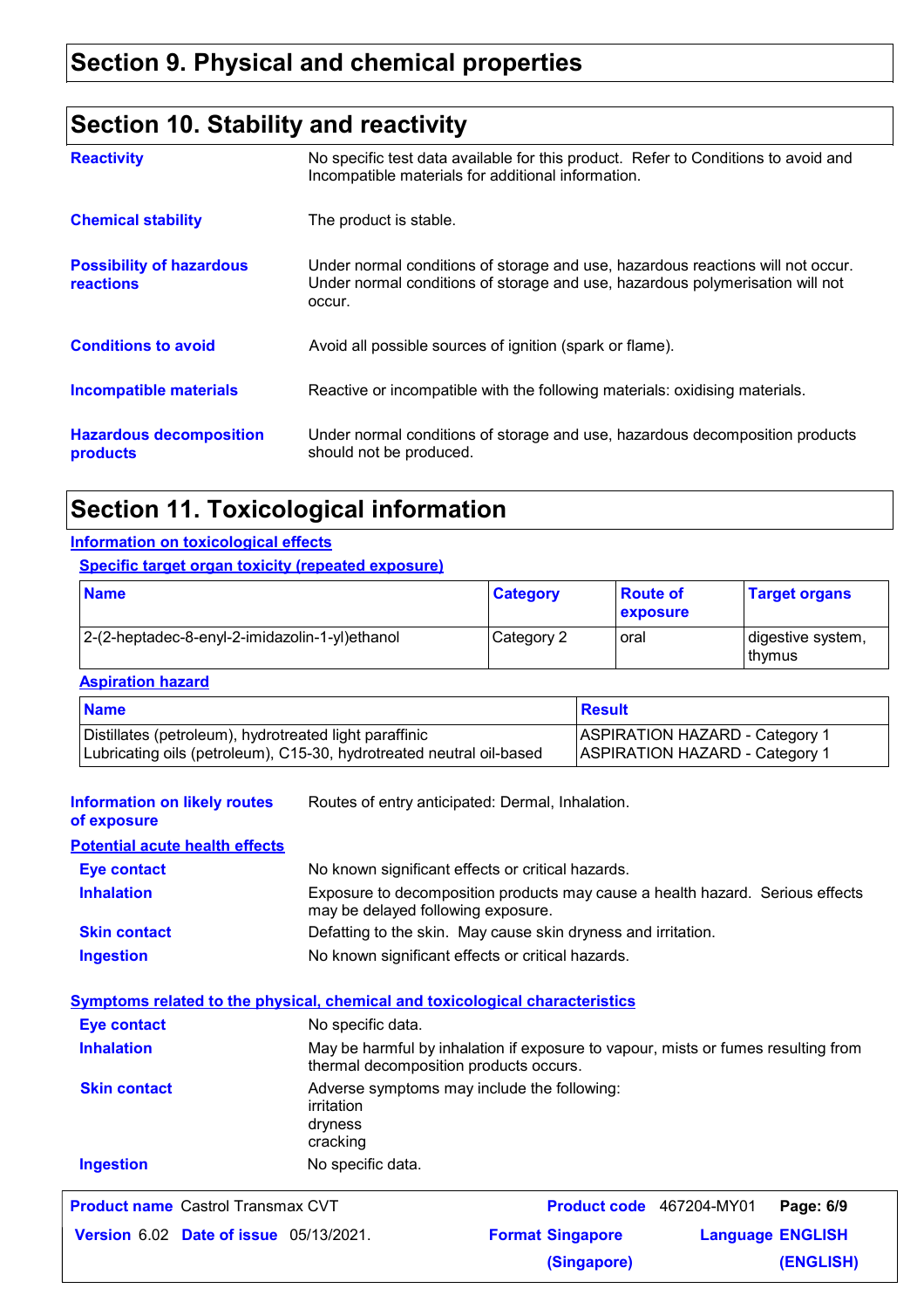## Section 9. Physical and chemical properties

## Section 10. Stability and reactivity

**Reactivity** No specific test data available for this product. Refer to Conditions to avoid and Incompatible materials for additional information.

**Chemical stability** The product is stable.

**Possibility of hazardous reactions** Under normal conditions of storage and use, hazardous reactions will not occur. Under normal conditions of storage and use, hazardous polymerisation will not occur.

**Conditions to avoid** Avoid all possible sources of ignition (spark or flame).

**Incompatible materials** Reactive or incompatible with the following materials: oxidising materials.

**Hazardous decomposition products** Under normal conditions of storage and use, hazardous decomposition products should not be produced.

## Section 11. Toxicological information

**Information on toxicological effects**

**Specific target organ toxicity (repeated exposure)**

| Name | Category | Route of exposure | Target organs |
|---|---|---|---|
| 2-(2-heptadec-8-enyl-2-imidazolin-1-yl)ethanol | Category 2 | oral | digestive system, thymus |

**Aspiration hazard**

| Name | Result |
|---|---|
| Distillates (petroleum), hydrotreated light paraffinic | ASPIRATION HAZARD - Category 1 |
| Lubricating oils (petroleum), C15-30, hydrotreated neutral oil-based | ASPIRATION HAZARD - Category 1 |

**Information on likely routes of exposure** Routes of entry anticipated: Dermal, Inhalation.

**Potential acute health effects**

**Eye contact** No known significant effects or critical hazards.

**Inhalation** Exposure to decomposition products may cause a health hazard. Serious effects may be delayed following exposure.

**Skin contact** Defatting to the skin. May cause skin dryness and irritation.

**Ingestion** No known significant effects or critical hazards.

**Symptoms related to the physical, chemical and toxicological characteristics**

**Eye contact** No specific data.

**Inhalation** May be harmful by inhalation if exposure to vapour, mists or fumes resulting from thermal decomposition products occurs.

**Skin contact** Adverse symptoms may include the following:
irritation
dryness
cracking

**Ingestion** No specific data.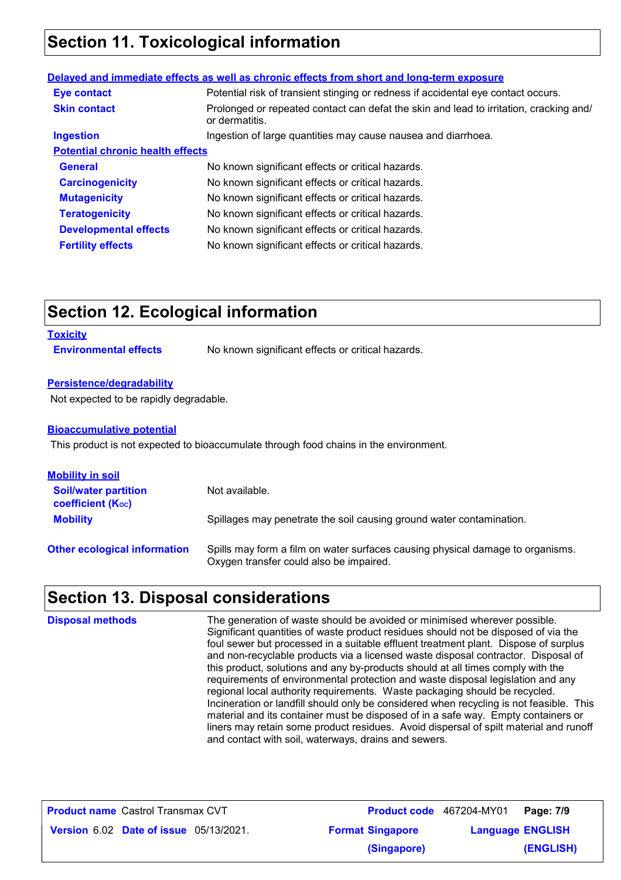# Section 11. Toxicological information

**Delayed and immediate effects as well as chronic effects from short and long-term exposure**

| | |
|---|---|
| **Eye contact** | Potential risk of transient stinging or redness if accidental eye contact occurs. |
| **Skin contact** | Prolonged or repeated contact can defat the skin and lead to irritation, cracking and/or dermatitis. |
| **Ingestion** | Ingestion of large quantities may cause nausea and diarrhoea. |

**Potential chronic health effects**

| | |
|---|---|
| **General** | No known significant effects or critical hazards. |
| **Carcinogenicity** | No known significant effects or critical hazards. |
| **Mutagenicity** | No known significant effects or critical hazards. |
| **Teratogenicity** | No known significant effects or critical hazards. |
| **Developmental effects** | No known significant effects or critical hazards. |
| **Fertility effects** | No known significant effects or critical hazards. |

# Section 12. Ecological information

**Toxicity**

**Environmental effects** No known significant effects or critical hazards.

**Persistence/degradability**

Not expected to be rapidly degradable.

**Bioaccumulative potential**

This product is not expected to bioaccumulate through food chains in the environment.

**Mobility in soil**

| | |
|---|---|
| **Soil/water partition coefficient ($K_{OC}$)** | Not available. |
| **Mobility** | Spillages may penetrate the soil causing ground water contamination. |

**Other ecological information** Spills may form a film on water surfaces causing physical damage to organisms. Oxygen transfer could also be impaired.

# Section 13. Disposal considerations

**Disposal methods** The generation of waste should be avoided or minimised wherever possible. Significant quantities of waste product residues should not be disposed of via the foul sewer but processed in a suitable effluent treatment plant. Dispose of surplus and non-recyclable products via a licensed waste disposal contractor. Disposal of this product, solutions and any by-products should at all times comply with the requirements of environmental protection and waste disposal legislation and any regional local authority requirements. Waste packaging should be recycled. Incineration or landfill should only be considered when recycling is not feasible. This material and its container must be disposed of in a safe way. Empty containers or liners may retain some product residues. Avoid dispersal of spilt material and runoff and contact with soil, waterways, drains and sewers.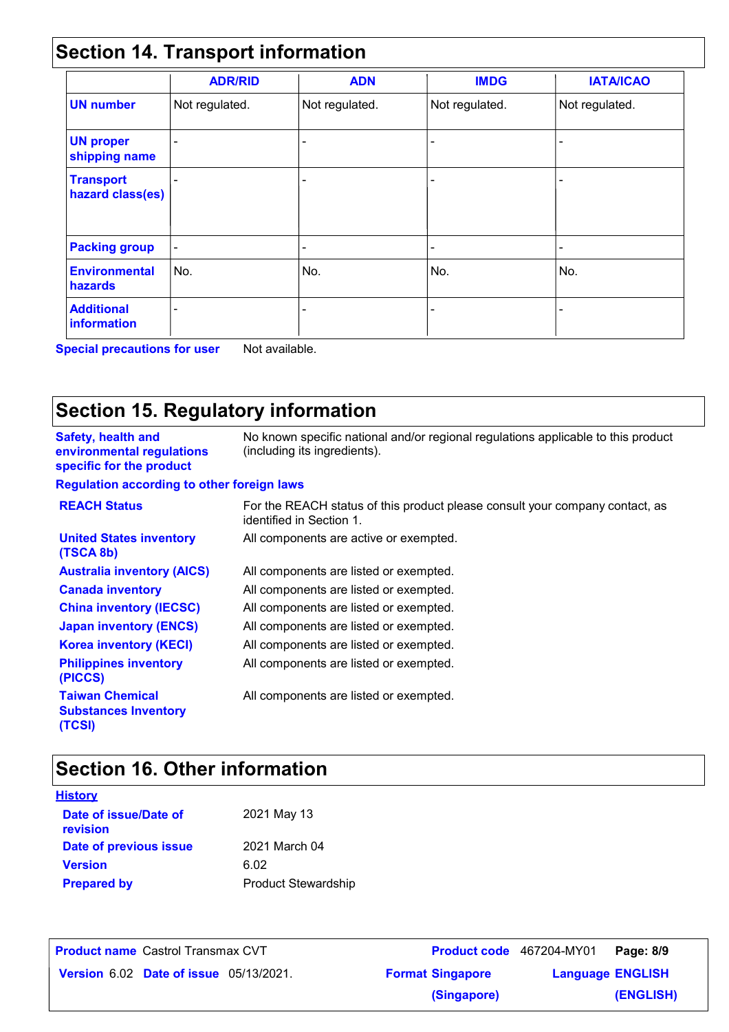## Section 14. Transport information

| | ADR/RID | ADN | IMDG | IATA/ICAO |
|---|---|---|---|---|
| **UN number** | Not regulated. | Not regulated. | Not regulated. | Not regulated. |
| **UN proper shipping name** | - | - | - | - |
| **Transport hazard class(es)** | - | - | - | - |
| **Packing group** | - | - | - | - |
| **Environmental hazards** | No. | No. | No. | No. |
| **Additional information** | - | - | - | - |

**Special precautions for user** Not available.

## Section 15. Regulatory information

**Safety, health and environmental regulations specific for the product** No known specific national and/or regional regulations applicable to this product (including its ingredients).

**Regulation according to other foreign laws**

| | |
|---|---|
| **REACH Status** | For the REACH status of this product please consult your company contact, as identified in Section 1. |
| **United States inventory (TSCA 8b)** | All components are active or exempted. |
| **Australia inventory (AICS)** | All components are listed or exempted. |
| **Canada inventory** | All components are listed or exempted. |
| **China inventory (IECSC)** | All components are listed or exempted. |
| **Japan inventory (ENCS)** | All components are listed or exempted. |
| **Korea inventory (KECI)** | All components are listed or exempted. |
| **Philippines inventory (PICCS)** | All components are listed or exempted. |
| **Taiwan Chemical Substances Inventory (TCSI)** | All components are listed or exempted. |

## Section 16. Other information

**History**

| | |
|---|---|
| **Date of issue/Date of revision** | 2021 May 13 |
| **Date of previous issue** | 2021 March 04 |
| **Version** | 6.02 |
| **Prepared by** | Product Stewardship |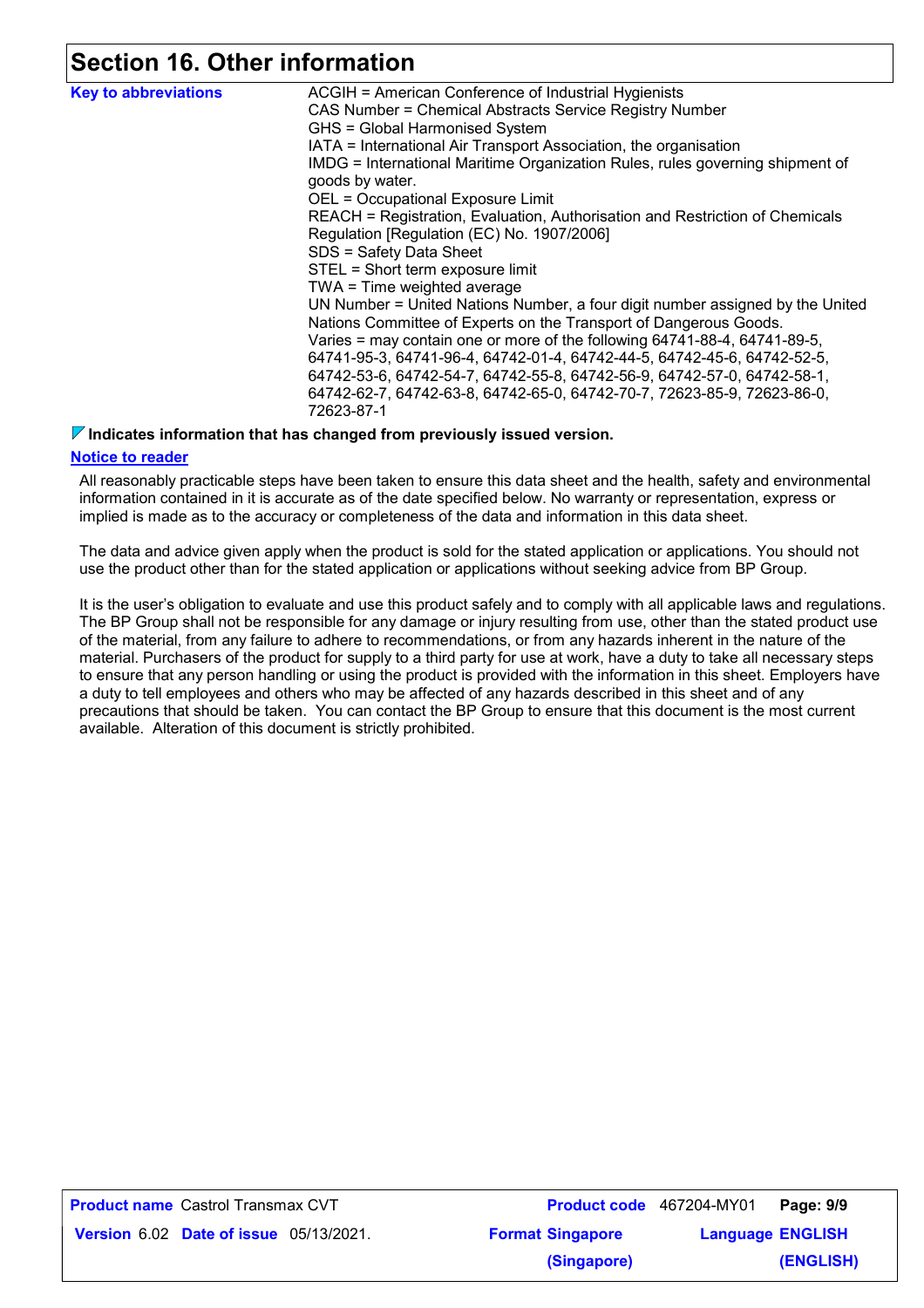## Section 16. Other information

**Key to abbreviations**

ACGIH = American Conference of Industrial Hygienists
CAS Number = Chemical Abstracts Service Registry Number
GHS = Global Harmonised System
IATA = International Air Transport Association, the organisation
IMDG = International Maritime Organization Rules, rules governing shipment of goods by water.
OEL = Occupational Exposure Limit
REACH = Registration, Evaluation, Authorisation and Restriction of Chemicals Regulation [Regulation (EC) No. 1907/2006]
SDS = Safety Data Sheet
STEL = Short term exposure limit
TWA = Time weighted average
UN Number = United Nations Number, a four digit number assigned by the United Nations Committee of Experts on the Transport of Dangerous Goods.
Varies = may contain one or more of the following 64741-88-4, 64741-89-5, 64741-95-3, 64741-96-4, 64742-01-4, 64742-44-5, 64742-45-6, 64742-52-5, 64742-53-6, 64742-54-7, 64742-55-8, 64742-56-9, 64742-57-0, 64742-58-1, 64742-62-7, 64742-63-8, 64742-65-0, 64742-70-7, 72623-85-9, 72623-86-0, 72623-87-1

**Indicates information that has changed from previously issued version.**

**Notice to reader**

All reasonably practicable steps have been taken to ensure this data sheet and the health, safety and environmental information contained in it is accurate as of the date specified below. No warranty or representation, express or implied is made as to the accuracy or completeness of the data and information in this data sheet.

The data and advice given apply when the product is sold for the stated application or applications. You should not use the product other than for the stated application or applications without seeking advice from BP Group.

It is the user's obligation to evaluate and use this product safely and to comply with all applicable laws and regulations. The BP Group shall not be responsible for any damage or injury resulting from use, other than the stated product use of the material, from any failure to adhere to recommendations, or from any hazards inherent in the nature of the material. Purchasers of the product for supply to a third party for use at work, have a duty to take all necessary steps to ensure that any person handling or using the product is provided with the information in this sheet. Employers have a duty to tell employees and others who may be affected of any hazards described in this sheet and of any precautions that should be taken. You can contact the BP Group to ensure that this document is the most current available. Alteration of this document is strictly prohibited.